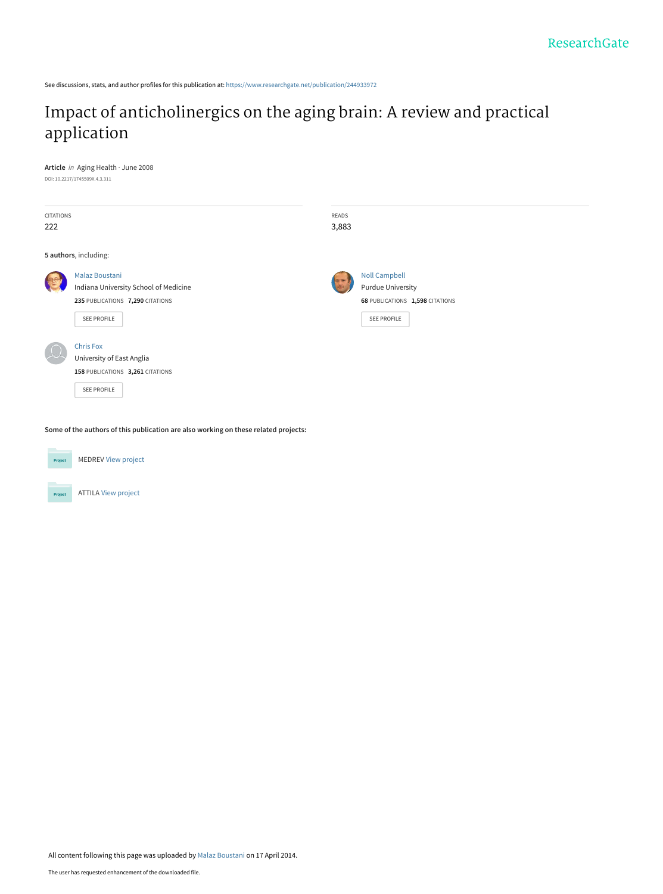ResearchGate

See discussions, stats, and author profiles for this publication at: https://www.researchgate.net/publication/244933972

# Impact of anticholinergics on the aging brain: A review and practical application

**Article** *in* Aging Health · June 2008

DOI: 10.2217/1745509X.4.3.311

| CITATIONS | READS |
| --- | --- |
| 222 | 3,883 |

**5 authors**, including:

Malaz Boustani
Indiana University School of Medicine
**235** PUBLICATIONS **7,290** CITATIONS
SEE PROFILE

Noll Campbell
Purdue University
**68** PUBLICATIONS **1,598** CITATIONS
SEE PROFILE

Chris Fox
University of East Anglia
**158** PUBLICATIONS **3,261** CITATIONS
SEE PROFILE

**Some of the authors of this publication are also working on these related projects:**

MEDREV View project

ATTILA View project

All content following this page was uploaded by Malaz Boustani on 17 April 2014.

The user has requested enhancement of the downloaded file.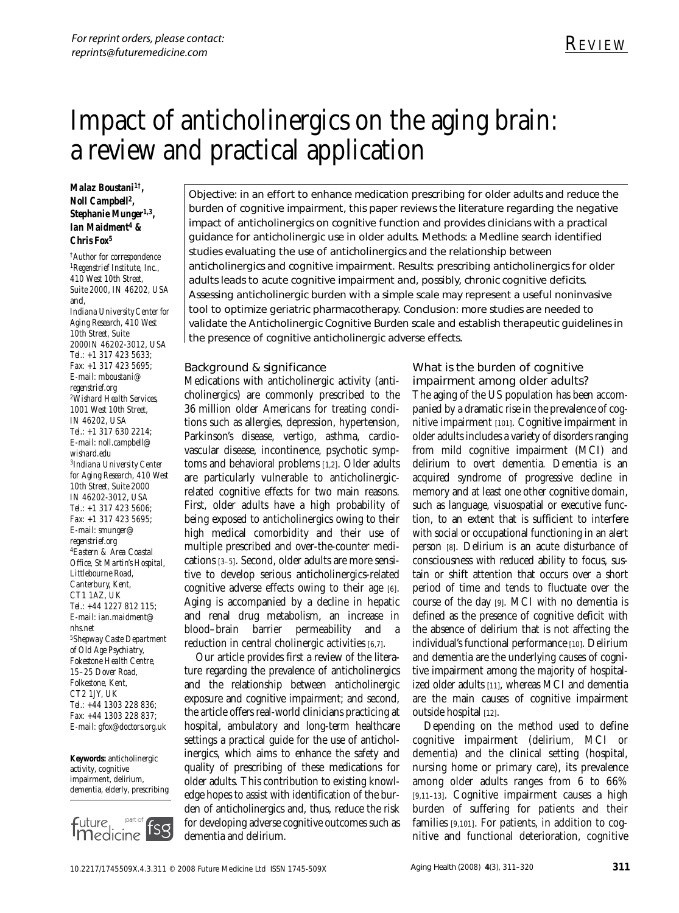# Impact of anticholinergics on the aging brain: a review and practical application

**Malaz Boustani[1†], Noll Campbell[2], Stephanie Munger[1,3], Ian Maidment[4] & Chris Fox[5]**

*†Author for correspondence*
*[1]Regenstrief Institute, Inc., 410 West 10th Street, Suite 2000, IN 46202, USA and, Indiana University Center for Aging Research, 410 West 10th Street, Suite 2000IN 46202-3012, USA*
*Tel.: +1 317 423 5633; Fax: +1 317 423 5695; E-mail: mboustani@regenstrief.org*
*[2]Wishard Health Services, 1001 West 10th Street, IN 46202, USA*
*Tel.: +1 317 630 2214; E-mail: noll.campbell@wishard.edu*
*[3]Indiana University Center for Aging Research, 410 West 10th Street, Suite 2000 IN 46202-3012, USA*
*Tel.: +1 317 423 5606; Fax: +1 317 423 5695; E-mail: smunger@regenstrief.org*
*[4]Eastern & Area Coastal Office, St Martin's Hospital, Littlebourne Road, Canterbury, Kent, CT1 1AZ, UK*
*Tel.: +44 1227 812 115; E-mail: ian.maidment@nhs.net*
*[5]Shepway Caste Department of Old Age Psychiatry, Fokestone Health Centre, 15–25 Dover Road, Folkestone, Kent, CT2 1JY, UK*
*Tel.: +44 1303 228 836; Fax: +44 1303 228 837; E-mail: gfox@doctors.org.uk*

**Keywords:** anticholinergic activity, cognitive impairment, delirium, dementia, elderly, prescribing

Objective: in an effort to enhance medication prescribing for older adults and reduce the burden of cognitive impairment, this paper reviews the literature regarding the negative impact of anticholinergics on cognitive function and provides clinicians with a practical guidance for anticholinergic use in older adults. Methods: a Medline search identified studies evaluating the use of anticholinergics and the relationship between anticholinergics and cognitive impairment. Results: prescribing anticholinergics for older adults leads to acute cognitive impairment and, possibly, chronic cognitive deficits. Assessing anticholinergic burden with a simple scale may represent a useful noninvasive tool to optimize geriatric pharmacotherapy. Conclusion: more studies are needed to validate the Anticholinergic Cognitive Burden scale and establish therapeutic guidelines in the presence of cognitive anticholinergic adverse effects.

## Background & significance

Medications with anticholinergic activity (anticholinergics) are commonly prescribed to the 36 million older Americans for treating conditions such as allergies, depression, hypertension, Parkinson's disease, vertigo, asthma, cardiovascular disease, incontinence, psychotic symptoms and behavioral problems [1,2]. Older adults are particularly vulnerable to anticholinergic-related cognitive effects for two main reasons. First, older adults have a high probability of being exposed to anticholinergics owing to their high medical comorbidity and their use of multiple prescribed and over-the-counter medications [3–5]. Second, older adults are more sensitive to develop serious anticholinergics-related cognitive adverse effects owing to their age [6]. Aging is accompanied by a decline in hepatic and renal drug metabolism, an increase in blood–brain barrier permeability and a reduction in central cholinergic activities [6,7].

Our article provides first a review of the literature regarding the prevalence of anticholinergics and the relationship between anticholinergic exposure and cognitive impairment; and second, the article offers real-world clinicians practicing at hospital, ambulatory and long-term healthcare settings a practical guide for the use of anticholinergics, which aims to enhance the safety and quality of prescribing of these medications for older adults. This contribution to existing knowledge hopes to assist with identification of the burden of anticholinergics and, thus, reduce the risk for developing adverse cognitive outcomes such as dementia and delirium.

## What is the burden of cognitive impairment among older adults?

The aging of the US population has been accompanied by a dramatic rise in the prevalence of cognitive impairment [101]. Cognitive impairment in older adults includes a variety of disorders ranging from mild cognitive impairment (MCI) and delirium to overt dementia. Dementia is an acquired syndrome of progressive decline in memory and at least one other cognitive domain, such as language, visuospatial or executive function, to an extent that is sufficient to interfere with social or occupational functioning in an alert person [8]. Delirium is an acute disturbance of consciousness with reduced ability to focus, sustain or shift attention that occurs over a short period of time and tends to fluctuate over the course of the day [9]. MCI with no dementia is defined as the presence of cognitive deficit with the absence of delirium that is not affecting the individual's functional performance [10]. Delirium and dementia are the underlying causes of cognitive impairment among the majority of hospitalized older adults [11], whereas MCI and dementia are the main causes of cognitive impairment outside hospital [12].

Depending on the method used to define cognitive impairment (delirium, MCI or dementia) and the clinical setting (hospital, nursing home or primary care), its prevalence among older adults ranges from 6 to 66% [9,11–13]. Cognitive impairment causes a high burden of suffering for patients and their families [9,101]. For patients, in addition to cognitive and functional deterioration, cognitive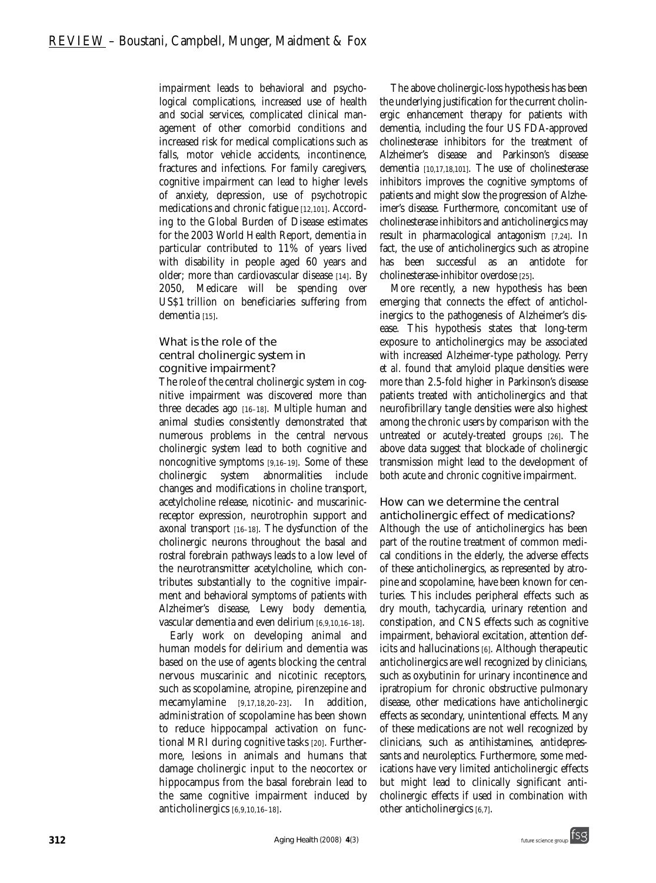impairment leads to behavioral and psychological complications, increased use of health and social services, complicated clinical management of other comorbid conditions and increased risk for medical complications such as falls, motor vehicle accidents, incontinence, fractures and infections. For family caregivers, cognitive impairment can lead to higher levels of anxiety, depression, use of psychotropic medications and chronic fatigue [12,101]. According to the Global Burden of Disease estimates for the 2003 World Health Report, dementia in particular contributed to 11% of years lived with disability in people aged 60 years and older; more than cardiovascular disease [14]. By 2050, Medicare will be spending over US$1 trillion on beneficiaries suffering from dementia [15].

### What is the role of the central cholinergic system in cognitive impairment?

The role of the central cholinergic system in cognitive impairment was discovered more than three decades ago [16–18]. Multiple human and animal studies consistently demonstrated that numerous problems in the central nervous cholinergic system lead to both cognitive and noncognitive symptoms [9,16–19]. Some of these cholinergic system abnormalities include changes and modifications in choline transport, acetylcholine release, nicotinic- and muscarinic-receptor expression, neurotrophin support and axonal transport [16–18]. The dysfunction of the cholinergic neurons throughout the basal and rostral forebrain pathways leads to a low level of the neurotransmitter acetylcholine, which contributes substantially to the cognitive impairment and behavioral symptoms of patients with Alzheimer's disease, Lewy body dementia, vascular dementia and even delirium [6,9,10,16–18].

Early work on developing animal and human models for delirium and dementia was based on the use of agents blocking the central nervous muscarinic and nicotinic receptors, such as scopolamine, atropine, pirenzepine and mecamylamine [9,17,18,20–23]. In addition, administration of scopolamine has been shown to reduce hippocampal activation on functional MRI during cognitive tasks [20]. Furthermore, lesions in animals and humans that damage cholinergic input to the neocortex or hippocampus from the basal forebrain lead to the same cognitive impairment induced by anticholinergics [6,9,10,16–18].

The above cholinergic-loss hypothesis has been the underlying justification for the current cholinergic enhancement therapy for patients with dementia, including the four US FDA-approved cholinesterase inhibitors for the treatment of Alzheimer's disease and Parkinson's disease dementia [10,17,18,101]. The use of cholinesterase inhibitors improves the cognitive symptoms of patients and might slow the progression of Alzheimer's disease. Furthermore, concomitant use of cholinesterase inhibitors and anticholinergics may result in pharmacological antagonism [7,24]. In fact, the use of anticholinergics such as atropine has been successful as an antidote for cholinesterase-inhibitor overdose [25].

More recently, a new hypothesis has been emerging that connects the effect of anticholinergics to the pathogenesis of Alzheimer's disease. This hypothesis states that long-term exposure to anticholinergics may be associated with increased Alzheimer-type pathology. Perry *et al.* found that amyloid plaque densities were more than 2.5-fold higher in Parkinson's disease patients treated with anticholinergics and that neurofibrillary tangle densities were also highest among the chronic users by comparison with the untreated or acutely-treated groups [26]. The above data suggest that blockade of cholinergic transmission might lead to the development of both acute and chronic cognitive impairment.

### How can we determine the central anticholinergic effect of medications?

Although the use of anticholinergics has been part of the routine treatment of common medical conditions in the elderly, the adverse effects of these anticholinergics, as represented by atropine and scopolamine, have been known for centuries. This includes peripheral effects such as dry mouth, tachycardia, urinary retention and constipation, and CNS effects such as cognitive impairment, behavioral excitation, attention deficits and hallucinations [6]. Although therapeutic anticholinergics are well recognized by clinicians, such as oxybutinin for urinary incontinence and ipratropium for chronic obstructive pulmonary disease, other medications have anticholinergic effects as secondary, unintentional effects. Many of these medications are not well recognized by clinicians, such as antihistamines, antidepressants and neuroleptics. Furthermore, some medications have very limited anticholinergic effects but might lead to clinically significant anticholinergic effects if used in combination with other anticholinergics [6,7].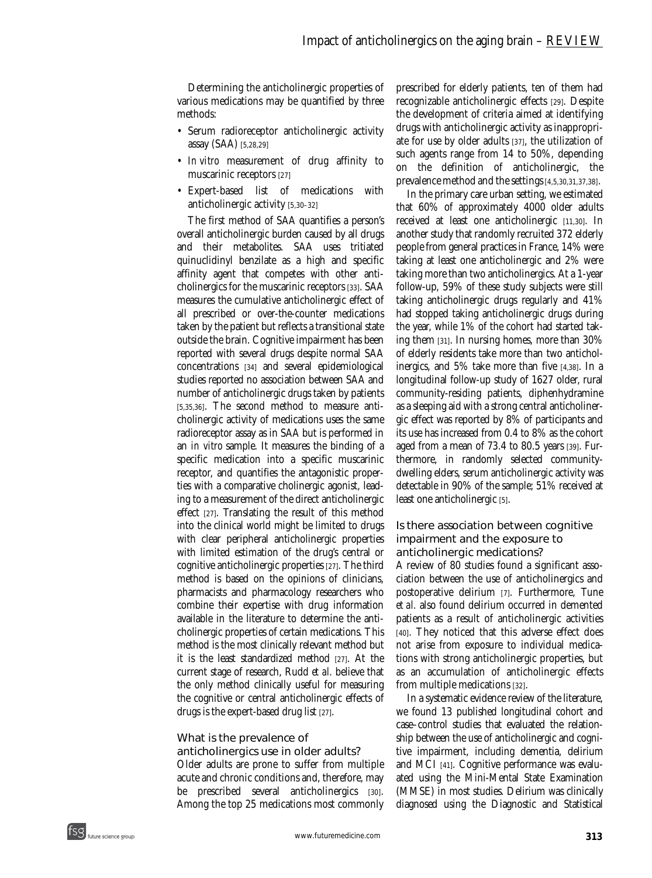Determining the anticholinergic properties of various medications may be quantified by three methods:

- Serum radioreceptor anticholinergic activity assay (SAA) [5,28,29]
- *In vitro* measurement of drug affinity to muscarinic receptors [27]
- Expert-based list of medications with anticholinergic activity [5,30–32]

The first method of SAA quantifies a person's overall anticholinergic burden caused by all drugs and their metabolites. SAA uses tritiated quinuclidinyl benzilate as a high and specific affinity agent that competes with other anticholinergics for the muscarinic receptors [33]. SAA measures the cumulative anticholinergic effect of all prescribed or over-the-counter medications taken by the patient but reflects a transitional state outside the brain. Cognitive impairment has been reported with several drugs despite normal SAA concentrations [34] and several epidemiological studies reported no association between SAA and number of anticholinergic drugs taken by patients [5,35,36]. The second method to measure anticholinergic activity of medications uses the same radioreceptor assay as in SAA but is performed in an *in vitro* sample. It measures the binding of a specific medication into a specific muscarinic receptor, and quantifies the antagonistic properties with a comparative cholinergic agonist, leading to a measurement of the direct anticholinergic effect [27]. Translating the result of this method into the clinical world might be limited to drugs with clear peripheral anticholinergic properties with limited estimation of the drug's central or cognitive anticholinergic properties [27]. The third method is based on the opinions of clinicians, pharmacists and pharmacology researchers who combine their expertise with drug information available in the literature to determine the anticholinergic properties of certain medications. This method is the most clinically relevant method but it is the least standardized method [27]. At the current stage of research, Rudd *et al.* believe that the only method clinically useful for measuring the cognitive or central anticholinergic effects of drugs is the expert-based drug list [27].

## What is the prevalence of anticholinergics use in older adults?

Older adults are prone to suffer from multiple acute and chronic conditions and, therefore, may be prescribed several anticholinergics [30]. Among the top 25 medications most commonly prescribed for elderly patients, ten of them had recognizable anticholinergic effects [29]. Despite the development of criteria aimed at identifying drugs with anticholinergic activity as inappropriate for use by older adults [37], the utilization of such agents range from 14 to 50%, depending on the definition of anticholinergic, the prevalence method and the settings [4,5,30,31,37,38].

In the primary care urban setting, we estimated that 60% of approximately 4000 older adults received at least one anticholinergic [11,30]. In another study that randomly recruited 372 elderly people from general practices in France, 14% were taking at least one anticholinergic and 2% were taking more than two anticholinergics. At a 1-year follow-up, 59% of these study subjects were still taking anticholinergic drugs regularly and 41% had stopped taking anticholinergic drugs during the year, while 1% of the cohort had started taking them [31]. In nursing homes, more than 30% of elderly residents take more than two anticholinergics, and 5% take more than five [4,38]. In a longitudinal follow-up study of 1627 older, rural community-residing patients, diphenhydramine as a sleeping aid with a strong central anticholinergic effect was reported by 8% of participants and its use has increased from 0.4 to 8% as the cohort aged from a mean of 73.4 to 80.5 years [39]. Furthermore, in randomly selected community-dwelling elders, serum anticholinergic activity was detectable in 90% of the sample; 51% received at least one anticholinergic [5].

## Is there association between cognitive impairment and the exposure to anticholinergic medications?

A review of 80 studies found a significant association between the use of anticholinergics and postoperative delirium [7]. Furthermore, Tune *et al.* also found delirium occurred in demented patients as a result of anticholinergic activities [40]. They noticed that this adverse effect does not arise from exposure to individual medications with strong anticholinergic properties, but as an accumulation of anticholinergic effects from multiple medications [32].

In a systematic evidence review of the literature, we found 13 published longitudinal cohort and case–control studies that evaluated the relationship between the use of anticholinergic and cognitive impairment, including dementia, delirium and MCI [41]. Cognitive performance was evaluated using the Mini-Mental State Examination (MMSE) in most studies. Delirium was clinically diagnosed using the Diagnostic and Statistical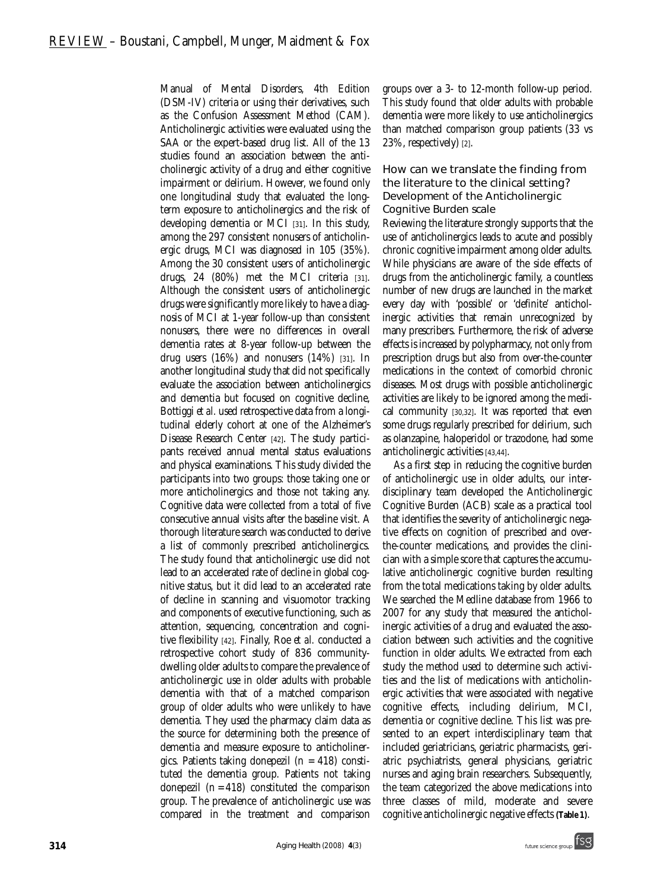Manual of Mental Disorders, 4th Edition (DSM-IV) criteria or using their derivatives, such as the Confusion Assessment Method (CAM). Anticholinergic activities were evaluated using the SAA or the expert-based drug list. All of the 13 studies found an association between the anticholinergic activity of a drug and either cognitive impairment or delirium. However, we found only one longitudinal study that evaluated the long-term exposure to anticholinergics and the risk of developing dementia or MCI [31]. In this study, among the 297 consistent nonusers of anticholinergic drugs, MCI was diagnosed in 105 (35%). Among the 30 consistent users of anticholinergic drugs, 24 (80%) met the MCI criteria [31]. Although the consistent users of anticholinergic drugs were significantly more likely to have a diagnosis of MCI at 1-year follow-up than consistent nonusers, there were no differences in overall dementia rates at 8-year follow-up between the drug users (16%) and nonusers (14%) [31]. In another longitudinal study that did not specifically evaluate the association between anticholinergics and dementia but focused on cognitive decline, Bottiggi *et al.* used retrospective data from a longitudinal elderly cohort at one of the Alzheimer's Disease Research Center [42]. The study participants received annual mental status evaluations and physical examinations. This study divided the participants into two groups: those taking one or more anticholinergics and those not taking any. Cognitive data were collected from a total of five consecutive annual visits after the baseline visit. A thorough literature search was conducted to derive a list of commonly prescribed anticholinergics. The study found that anticholinergic use did not lead to an accelerated rate of decline in global cognitive status, but it did lead to an accelerated rate of decline in scanning and visuomotor tracking and components of executive functioning, such as attention, sequencing, concentration and cognitive flexibility [42]. Finally, Roe *et al.* conducted a retrospective cohort study of 836 community-dwelling older adults to compare the prevalence of anticholinergic use in older adults with probable dementia with that of a matched comparison group of older adults who were unlikely to have dementia. They used the pharmacy claim data as the source for determining both the presence of dementia and measure exposure to anticholinergics. Patients taking donepezil ($n = 418$) constituted the dementia group. Patients not taking donepezil ($n = 418$) constituted the comparison group. The prevalence of anticholinergic use was compared in the treatment and comparison groups over a 3- to 12-month follow-up period. This study found that older adults with probable dementia were more likely to use anticholinergics than matched comparison group patients (33 vs 23%, respectively) [2].

## How can we translate the finding from the literature to the clinical setting? Development of the Anticholinergic Cognitive Burden scale

Reviewing the literature strongly supports that the use of anticholinergics leads to acute and possibly chronic cognitive impairment among older adults. While physicians are aware of the side effects of drugs from the anticholinergic family, a countless number of new drugs are launched in the market every day with 'possible' or 'definite' anticholinergic activities that remain unrecognized by many prescribers. Furthermore, the risk of adverse effects is increased by polypharmacy, not only from prescription drugs but also from over-the-counter medications in the context of comorbid chronic diseases. Most drugs with possible anticholinergic activities are likely to be ignored among the medical community [30,32]. It was reported that even some drugs regularly prescribed for delirium, such as olanzapine, haloperidol or trazodone, had some anticholinergic activities [43,44].

As a first step in reducing the cognitive burden of anticholinergic use in older adults, our interdisciplinary team developed the Anticholinergic Cognitive Burden (ACB) scale as a practical tool that identifies the severity of anticholinergic negative effects on cognition of prescribed and over-the-counter medications, and provides the clinician with a simple score that captures the accumulative anticholinergic cognitive burden resulting from the total medications taking by older adults. We searched the Medline database from 1966 to 2007 for any study that measured the anticholinergic activities of a drug and evaluated the association between such activities and the cognitive function in older adults. We extracted from each study the method used to determine such activities and the list of medications with anticholinergic activities that were associated with negative cognitive effects, including delirium, MCI, dementia or cognitive decline. This list was presented to an expert interdisciplinary team that included geriatricians, geriatric pharmacists, geriatric psychiatrists, general physicians, geriatric nurses and aging brain researchers. Subsequently, the team categorized the above medications into three classes of mild, moderate and severe cognitive anticholinergic negative effects **(Table 1)**.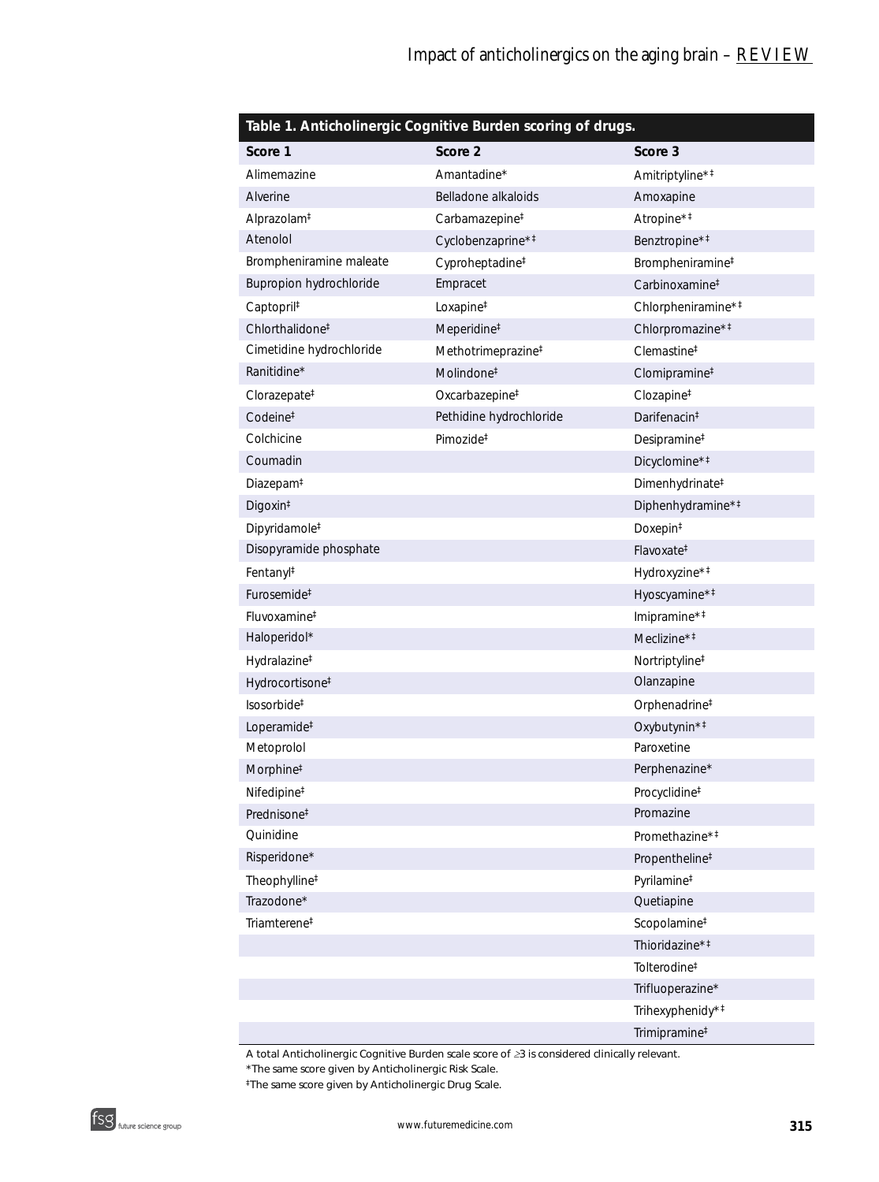**Table 1. Anticholinergic Cognitive Burden scoring of drugs.**

| Score 1 | Score 2 | Score 3 |
|---|---|---|
| Alimemazine | Amantadine* | Amitriptyline*‡ |
| Alverine | Belladone alkaloids | Amoxapine |
| Alprazolam‡ | Carbamazepine‡ | Atropine*‡ |
| Atenolol | Cyclobenzaprine*‡ | Benztropine*‡ |
| Brompheniramine maleate | Cyproheptadine‡ | Brompheniramine‡ |
| Bupropion hydrochloride | Empracet | Carbinoxamine‡ |
| Captopril‡ | Loxapine‡ | Chlorpheniramine*‡ |
| Chlorthalidone‡ | Meperidine‡ | Chlorpromazine*‡ |
| Cimetidine hydrochloride | Methotrimeprazine‡ | Clemastine‡ |
| Ranitidine* | Molindone‡ | Clomipramine‡ |
| Clorazepate‡ | Oxcarbazepine‡ | Clozapine‡ |
| Codeine‡ | Pethidine hydrochloride | Darifenacin‡ |
| Colchicine | Pimozide‡ | Desipramine‡ |
| Coumadin | | Dicyclomine*‡ |
| Diazepam‡ | | Dimenhydrinate‡ |
| Digoxin‡ | | Diphenhydramine*‡ |
| Dipyridamole‡ | | Doxepin‡ |
| Disopyramide phosphate | | Flavoxate‡ |
| Fentanyl‡ | | Hydroxyzine*‡ |
| Furosemide‡ | | Hyoscyamine*‡ |
| Fluvoxamine‡ | | Imipramine*‡ |
| Haloperidol* | | Meclizine*‡ |
| Hydralazine‡ | | Nortriptyline‡ |
| Hydrocortisone‡ | | Olanzapine |
| Isosorbide‡ | | Orphenadrine‡ |
| Loperamide‡ | | Oxybutynin*‡ |
| Metoprolol | | Paroxetine |
| Morphine‡ | | Perphenazine* |
| Nifedipine‡ | | Procyclidine‡ |
| Prednisone‡ | | Promazine |
| Quinidine | | Promethazine*‡ |
| Risperidone* | | Propentheline‡ |
| Theophylline‡ | | Pyrilamine‡ |
| Trazodone* | | Quetiapine |
| Triamterene‡ | | Scopolamine‡ |
| | | Thioridazine*‡ |
| | | Tolterodine‡ |
| | | Trifluoperazine* |
| | | Trihexyphenidy*‡ |
| | | Trimipramine‡ |

A total Anticholinergic Cognitive Burden scale score of ≥3 is considered clinically relevant.

*The same score given by Anticholinergic Risk Scale.

‡The same score given by Anticholinergic Drug Scale.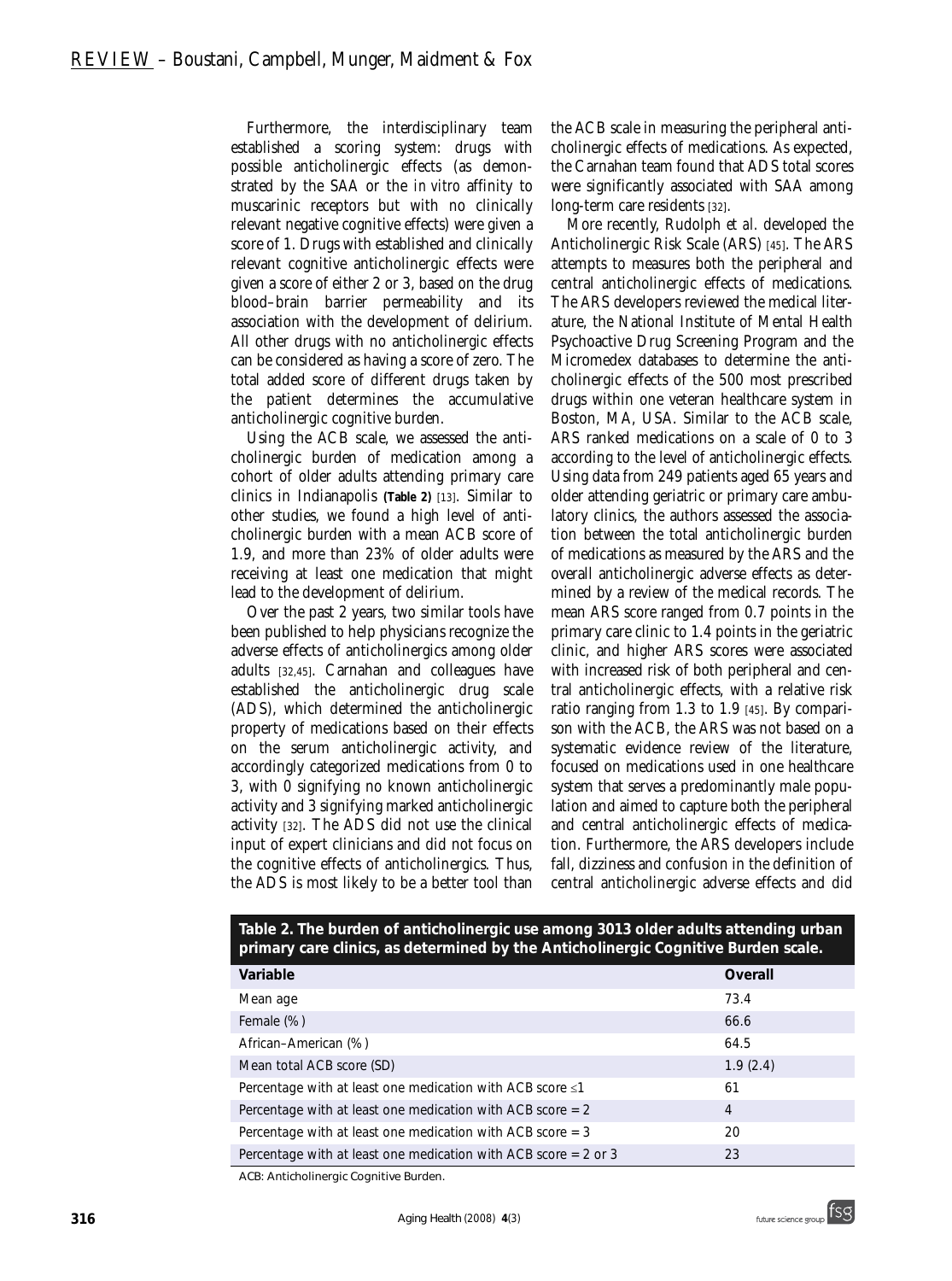Furthermore, the interdisciplinary team established a scoring system: drugs with possible anticholinergic effects (as demonstrated by the SAA or the *in vitro* affinity to muscarinic receptors but with no clinically relevant negative cognitive effects) were given a score of 1. Drugs with established and clinically relevant cognitive anticholinergic effects were given a score of either 2 or 3, based on the drug blood–brain barrier permeability and its association with the development of delirium. All other drugs with no anticholinergic effects can be considered as having a score of zero. The total added score of different drugs taken by the patient determines the accumulative anticholinergic cognitive burden.

Using the ACB scale, we assessed the anticholinergic burden of medication among a cohort of older adults attending primary care clinics in Indianapolis **(Table 2)** [13]. Similar to other studies, we found a high level of anticholinergic burden with a mean ACB score of 1.9, and more than 23% of older adults were receiving at least one medication that might lead to the development of delirium.

Over the past 2 years, two similar tools have been published to help physicians recognize the adverse effects of anticholinergics among older adults [32,45]. Carnahan and colleagues have established the anticholinergic drug scale (ADS), which determined the anticholinergic property of medications based on their effects on the serum anticholinergic activity, and accordingly categorized medications from 0 to 3, with 0 signifying no known anticholinergic activity and 3 signifying marked anticholinergic activity [32]. The ADS did not use the clinical input of expert clinicians and did not focus on the cognitive effects of anticholinergics. Thus, the ADS is most likely to be a better tool than the ACB scale in measuring the peripheral anticholinergic effects of medications. As expected, the Carnahan team found that ADS total scores were significantly associated with SAA among long-term care residents [32].

More recently, Rudolph *et al.* developed the Anticholinergic Risk Scale (ARS) [45]. The ARS attempts to measures both the peripheral and central anticholinergic effects of medications. The ARS developers reviewed the medical literature, the National Institute of Mental Health Psychoactive Drug Screening Program and the Micromedex databases to determine the anticholinergic effects of the 500 most prescribed drugs within one veteran healthcare system in Boston, MA, USA. Similar to the ACB scale, ARS ranked medications on a scale of 0 to 3 according to the level of anticholinergic effects. Using data from 249 patients aged 65 years and older attending geriatric or primary care ambulatory clinics, the authors assessed the association between the total anticholinergic burden of medications as measured by the ARS and the overall anticholinergic adverse effects as determined by a review of the medical records. The mean ARS score ranged from 0.7 points in the primary care clinic to 1.4 points in the geriatric clinic, and higher ARS scores were associated with increased risk of both peripheral and central anticholinergic effects, with a relative risk ratio ranging from 1.3 to 1.9 [45]. By comparison with the ACB, the ARS was not based on a systematic evidence review of the literature, focused on medications used in one healthcare system that serves a predominantly male population and aimed to capture both the peripheral and central anticholinergic effects of medication. Furthermore, the ARS developers include fall, dizziness and confusion in the definition of central anticholinergic adverse effects and did

**Table 2. The burden of anticholinergic use among 3013 older adults attending urban primary care clinics, as determined by the Anticholinergic Cognitive Burden scale.**

| Variable | Overall |
|---|---|
| Mean age | 73.4 |
| Female (%) | 66.6 |
| African–American (%) | 64.5 |
| Mean total ACB score (SD) | 1.9 (2.4) |
| Percentage with at least one medication with ACB score ≤1 | 61 |
| Percentage with at least one medication with ACB score = 2 | 4 |
| Percentage with at least one medication with ACB score = 3 | 20 |
| Percentage with at least one medication with ACB score = 2 or 3 | 23 |

ACB: Anticholinergic Cognitive Burden.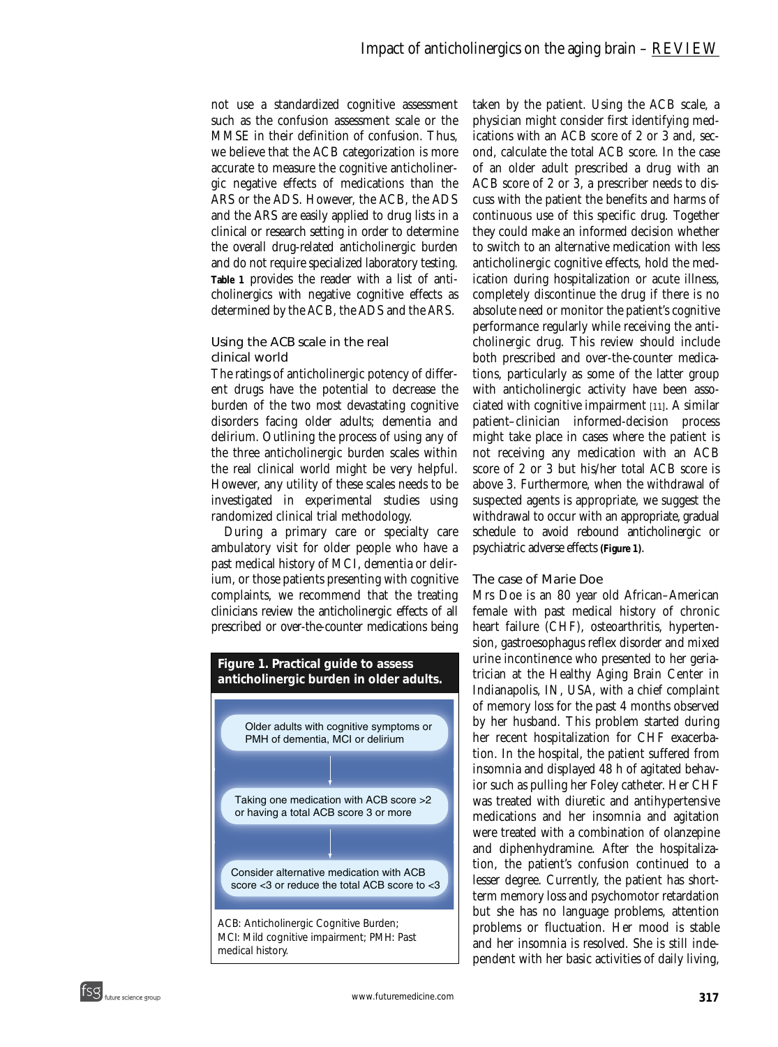not use a standardized cognitive assessment such as the confusion assessment scale or the MMSE in their definition of confusion. Thus, we believe that the ACB categorization is more accurate to measure the cognitive anticholinergic negative effects of medications than the ARS or the ADS. However, the ACB, the ADS and the ARS are easily applied to drug lists in a clinical or research setting in order to determine the overall drug-related anticholinergic burden and do not require specialized laboratory testing. **Table 1** provides the reader with a list of anticholinergics with negative cognitive effects as determined by the ACB, the ADS and the ARS.

### Using the ACB scale in the real clinical world

The ratings of anticholinergic potency of different drugs have the potential to decrease the burden of the two most devastating cognitive disorders facing older adults; dementia and delirium. Outlining the process of using any of the three anticholinergic burden scales within the real clinical world might be very helpful. However, any utility of these scales needs to be investigated in experimental studies using randomized clinical trial methodology.

During a primary care or specialty care ambulatory visit for older people who have a past medical history of MCI, dementia or delirium, or those patients presenting with cognitive complaints, we recommend that the treating clinicians review the anticholinergic effects of all prescribed or over-the-counter medications being taken by the patient. Using the ACB scale, a physician might consider first identifying medications with an ACB score of 2 or 3 and, second, calculate the total ACB score. In the case of an older adult prescribed a drug with an ACB score of 2 or 3, a prescriber needs to discuss with the patient the benefits and harms of continuous use of this specific drug. Together they could make an informed decision whether to switch to an alternative medication with less anticholinergic cognitive effects, hold the medication during hospitalization or acute illness, completely discontinue the drug if there is no absolute need or monitor the patient's cognitive performance regularly while receiving the anticholinergic drug. This review should include both prescribed and over-the-counter medications, particularly as some of the latter group with anticholinergic activity have been associated with cognitive impairment [11]. A similar patient–clinician informed-decision process might take place in cases where the patient is not receiving any medication with an ACB score of 2 or 3 but his/her total ACB score is above 3. Furthermore, when the withdrawal of suspected agents is appropriate, we suggest the withdrawal to occur with an appropriate, gradual schedule to avoid rebound anticholinergic or psychiatric adverse effects **(Figure 1)**.

**Figure 1. Practical guide to assess anticholinergic burden in older adults.**

Older adults with cognitive symptoms or PMH of dementia, MCI or delirium

↓

Taking one medication with ACB score >2 or having a total ACB score 3 or more

↓

Consider alternative medication with ACB score <3 or reduce the total ACB score to <3

ACB: Anticholinergic Cognitive Burden; MCI: Mild cognitive impairment; PMH: Past medical history.

### The case of Marie Doe

Mrs Doe is an 80 year old African–American female with past medical history of chronic heart failure (CHF), osteoarthritis, hypertension, gastroesophagus reflex disorder and mixed urine incontinence who presented to her geriatrician at the Healthy Aging Brain Center in Indianapolis, IN, USA, with a chief complaint of memory loss for the past 4 months observed by her husband. This problem started during her recent hospitalization for CHF exacerbation. In the hospital, the patient suffered from insomnia and displayed 48 h of agitated behavior such as pulling her Foley catheter. Her CHF was treated with diuretic and antihypertensive medications and her insomnia and agitation were treated with a combination of olanzepine and diphenhydramine. After the hospitalization, the patient's confusion continued to a lesser degree. Currently, the patient has short-term memory loss and psychomotor retardation but she has no language problems, attention problems or fluctuation. Her mood is stable and her insomnia is resolved. She is still independent with her basic activities of daily living,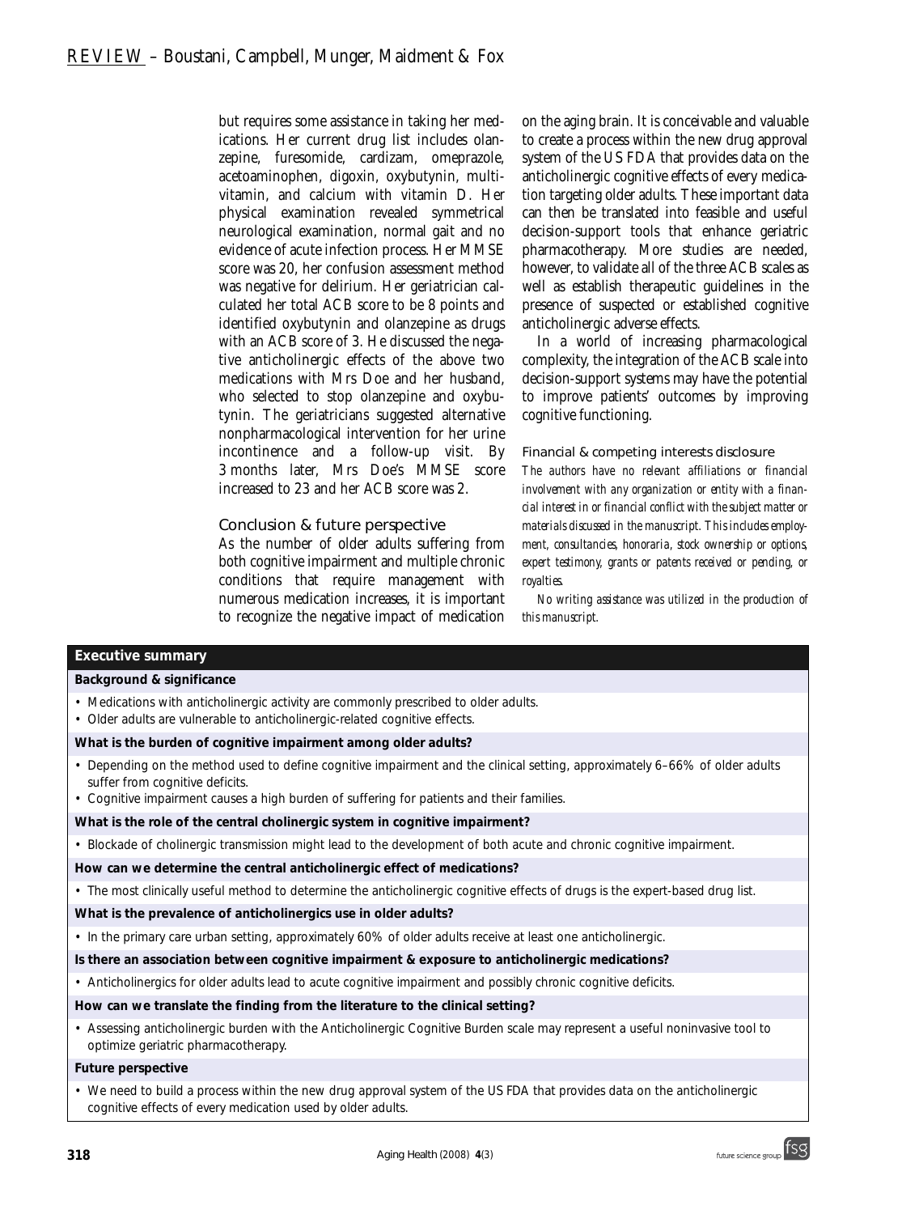but requires some assistance in taking her medications. Her current drug list includes olanzepine, furesomide, cardizam, omeprazole, acetoaminophen, digoxin, oxybutynin, multivitamin, and calcium with vitamin D. Her physical examination revealed symmetrical neurological examination, normal gait and no evidence of acute infection process. Her MMSE score was 20, her confusion assessment method was negative for delirium. Her geriatrician calculated her total ACB score to be 8 points and identified oxybutynin and olanzepine as drugs with an ACB score of 3. He discussed the negative anticholinergic effects of the above two medications with Mrs Doe and her husband, who selected to stop olanzepine and oxybutynin. The geriatricians suggested alternative nonpharmacological intervention for her urine incontinence and a follow-up visit. By 3 months later, Mrs Doe's MMSE score increased to 23 and her ACB score was 2.

## Conclusion & future perspective

As the number of older adults suffering from both cognitive impairment and multiple chronic conditions that require management with numerous medication increases, it is important to recognize the negative impact of medication on the aging brain. It is conceivable and valuable to create a process within the new drug approval system of the US FDA that provides data on the anticholinergic cognitive effects of every medication targeting older adults. These important data can then be translated into feasible and useful decision-support tools that enhance geriatric pharmacotherapy. More studies are needed, however, to validate all of the three ACB scales as well as establish therapeutic guidelines in the presence of suspected or established cognitive anticholinergic adverse effects.

In a world of increasing pharmacological complexity, the integration of the ACB scale into decision-support systems may have the potential to improve patients' outcomes by improving cognitive functioning.

### Financial & competing interests disclosure

*The authors have no relevant affiliations or financial involvement with any organization or entity with a financial interest in or financial conflict with the subject matter or materials discussed in the manuscript. This includes employment, consultancies, honoraria, stock ownership or options, expert testimony, grants or patents received or pending, or royalties.*

*No writing assistance was utilized in the production of this manuscript.*

## Executive summary

**Background & significance**

- Medications with anticholinergic activity are commonly prescribed to older adults.
- Older adults are vulnerable to anticholinergic-related cognitive effects.

**What is the burden of cognitive impairment among older adults?**

- Depending on the method used to define cognitive impairment and the clinical setting, approximately 6–66% of older adults suffer from cognitive deficits.
- Cognitive impairment causes a high burden of suffering for patients and their families.

**What is the role of the central cholinergic system in cognitive impairment?**

- Blockade of cholinergic transmission might lead to the development of both acute and chronic cognitive impairment.

**How can we determine the central anticholinergic effect of medications?**

- The most clinically useful method to determine the anticholinergic cognitive effects of drugs is the expert-based drug list.

**What is the prevalence of anticholinergics use in older adults?**

- In the primary care urban setting, approximately 60% of older adults receive at least one anticholinergic.

**Is there an association between cognitive impairment & exposure to anticholinergic medications?**

- Anticholinergics for older adults lead to acute cognitive impairment and possibly chronic cognitive deficits.

**How can we translate the finding from the literature to the clinical setting?**

- Assessing anticholinergic burden with the Anticholinergic Cognitive Burden scale may represent a useful noninvasive tool to optimize geriatric pharmacotherapy.

**Future perspective**

- We need to build a process within the new drug approval system of the US FDA that provides data on the anticholinergic cognitive effects of every medication used by older adults.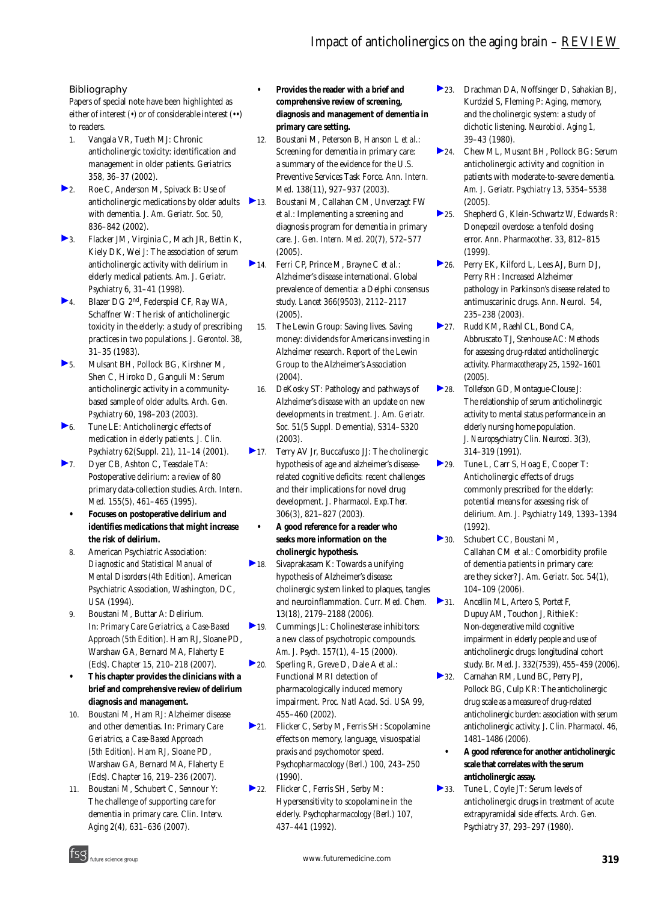### Bibliography

Papers of special note have been highlighted as either of interest (•) or of considerable interest (••) to readers.

1. Vangala VR, Tueth MJ: Chronic anticholinergic toxicity: identification and management in older patients. *Geriatrics* 358, 36–37 (2002).
2. Roe C, Anderson M, Spivack B: Use of anticholinergic medications by older adults with dementia. *J. Am. Geriatr. Soc.* 50, 836–842 (2002).
3. Flacker JM, Virginia C, Mach JR, Bettin K, Kiely DK, Wei J: The association of serum anticholinergic activity with delirium in elderly medical patients. *Am. J. Geriatr. Psychiatry* 6, 31–41 (1998).
4. Blazer DG 2nd, Federspiel CF, Ray WA, Schaffner W: The risk of anticholinergic toxicity in the elderly: a study of prescribing practices in two populations. *J. Gerontol.* 38, 31–35 (1983).
5. Mulsant BH, Pollock BG, Kirshner M, Shen C, Hiroko D, Ganguli M: Serum anticholinergic activity in a community-based sample of older adults. *Arch. Gen. Psychiatry* 60, 198–203 (2003).
6. Tune LE: Anticholinergic effects of medication in elderly patients. *J. Clin. Psychiatry* 62(Suppl. 21), 11–14 (2001).
7. Dyer CB, Ashton C, Teasdale TA: Postoperative delirium: a review of 80 primary data-collection studies. *Arch. Intern. Med.* 155(5), 461–465 (1995).
   - • **Focuses on postoperative delirium and identifies medications that might increase the risk of delirium.**
8. American Psychiatric Association: *Diagnostic and Statistical Manual of Mental Disorders (4th Edition).* American Psychiatric Association, Washington, DC, USA (1994).
9. Boustani M, Buttar A: Delirium. In: *Primary Care Geriatrics, a Case-Based Approach (5th Edition).* Ham RJ, Sloane PD, Warshaw GA, Bernard MA, Flaherty E (Eds). Chapter 15, 210–218 (2007).
   - • **This chapter provides the clinicians with a brief and comprehensive review of delirium diagnosis and management.**
10. Boustani M, Ham RJ: Alzheimer disease and other dementias. In: *Primary Care Geriatrics, a Case-Based Approach (5th Edition).* Ham RJ, Sloane PD, Warshaw GA, Bernard MA, Flaherty E (Eds). Chapter 16, 219–236 (2007).
11. Boustani M, Schubert C, Sennour Y: The challenge of supporting care for dementia in primary care. *Clin. Interv. Aging* 2(4), 631–636 (2007).
    - • **Provides the reader with a brief and comprehensive review of screening, diagnosis and management of dementia in primary care setting.**
12. Boustani M, Peterson B, Hanson L *et al.*: Screening for dementia in primary care: a summary of the evidence for the U.S. Preventive Services Task Force. *Ann. Intern. Med.* 138(11), 927–937 (2003).
13. Boustani M, Callahan CM, Unverzagt FW *et al.*: Implementing a screening and diagnosis program for dementia in primary care. *J. Gen. Intern. Med.* 20(7), 572–577 (2005).
14. Ferri CP, Prince M, Brayne C *et al.*: Alzheimer's disease international. Global prevalence of dementia: a Delphi consensus study. *Lancet* 366(9503), 2112–2117 (2005).
15. The Lewin Group: Saving lives. Saving money: dividends for Americans investing in Alzheimer research. Report of the Lewin Group to the Alzheimer's Association (2004).
16. DeKosky ST: Pathology and pathways of Alzheimer's disease with an update on new developments in treatment. *J. Am. Geriatr. Soc.* 51(5 Suppl. Dementia), S314–S320 (2003).
17. Terry AV Jr, Buccafusco JJ: The cholinergic hypothesis of age and alzheimer's disease-related cognitive deficits: recent challenges and their implications for novel drug development. *J. Pharmacol. Exp.Ther.* 306(3), 821–827 (2003).
    - • **A good reference for a reader who seeks more information on the cholinergic hypothesis.**
18. Sivaprakasam K: Towards a unifying hypothesis of Alzheimer's disease: cholinergic system linked to plaques, tangles and neuroinflammation. *Curr. Med. Chem.* 13(18), 2179–2188 (2006).
19. Cummings JL: Cholinesterase inhibitors: a new class of psychotropic compounds. *Am. J. Psych.* 157(1), 4–15 (2000).
20. Sperling R, Greve D, Dale A *et al.*: Functional MRI detection of pharmacologically induced memory impairment. *Proc. Natl Acad. Sci. USA* 99, 455–460 (2002).
21. Flicker C, Serby M, Ferris SH: Scopolamine effects on memory, language, visuospatial praxis and psychomotor speed. *Psychopharmacology (Berl.)* 100, 243–250 (1990).
22. Flicker C, Ferris SH, Serby M: Hypersensitivity to scopolamine in the elderly. *Psychopharmacology (Berl.)* 107, 437–441 (1992).
23. Drachman DA, Noffsinger D, Sahakian BJ, Kurdziel S, Fleming P: Aging, memory, and the cholinergic system: a study of dichotic listening. *Neurobiol. Aging* 1, 39–43 (1980).
24. Chew ML, Musant BH, Pollock BG: Serum anticholinergic activity and cognition in patients with moderate-to-severe dementia. *Am. J. Geriatr. Psychiatry* 13, 5354–5538 (2005).
25. Shepherd G, Klein-Schwartz W, Edwards R: Donepezil overdose: a tenfold dosing error. *Ann. Pharmacother.* 33, 812–815 (1999).
26. Perry EK, Kilford L, Lees AJ, Burn DJ, Perry RH: Increased Alzheimer pathology in Parkinson's disease related to antimuscarinic drugs. *Ann. Neurol.* 54, 235–238 (2003).
27. Rudd KM, Raehl CL, Bond CA, Abbruscato TJ, Stenhouse AC: Methods for assessing drug-related anticholinergic activity. *Pharmacotherapy* 25, 1592–1601 (2005).
28. Tollefson GD, Montague-Clouse J: The relationship of serum anticholinergic activity to mental status performance in an elderly nursing home population. *J. Neuropsychiatry Clin. Neurosci.* 3(3), 314–319 (1991).
29. Tune L, Carr S, Hoag E, Cooper T: Anticholinergic effects of drugs commonly prescribed for the elderly: potential means for assessing risk of delirium. *Am. J. Psychiatry* 149, 1393–1394 (1992).
30. Schubert CC, Boustani M, Callahan CM *et al.*: Comorbidity profile of dementia patients in primary care: are they sicker? *J. Am. Geriatr. Soc.* 54(1), 104–109 (2006).
31. Ancellin ML, Artero S, Portet F, Dupuy AM, Touchon J, Rithie K: Non-degenerative mild cognitive impairment in elderly people and use of anticholinergic drugs: longitudinal cohort study. *Br. Med. J.* 332(7539), 455–459 (2006).
32. Carnahan RM, Lund BC, Perry PJ, Pollock BG, Culp KR: The anticholinergic drug scale as a measure of drug-related anticholinergic burden: association with serum anticholinergic activity. *J. Clin. Pharmacol.* 46, 1481–1486 (2006).
    - • **A good reference for another anticholinergic scale that correlates with the serum anticholinergic assay.**
33. Tune L, Coyle JT: Serum levels of anticholinergic drugs in treatment of acute extrapyramidal side effects. *Arch. Gen. Psychiatry* 37, 293–297 (1980).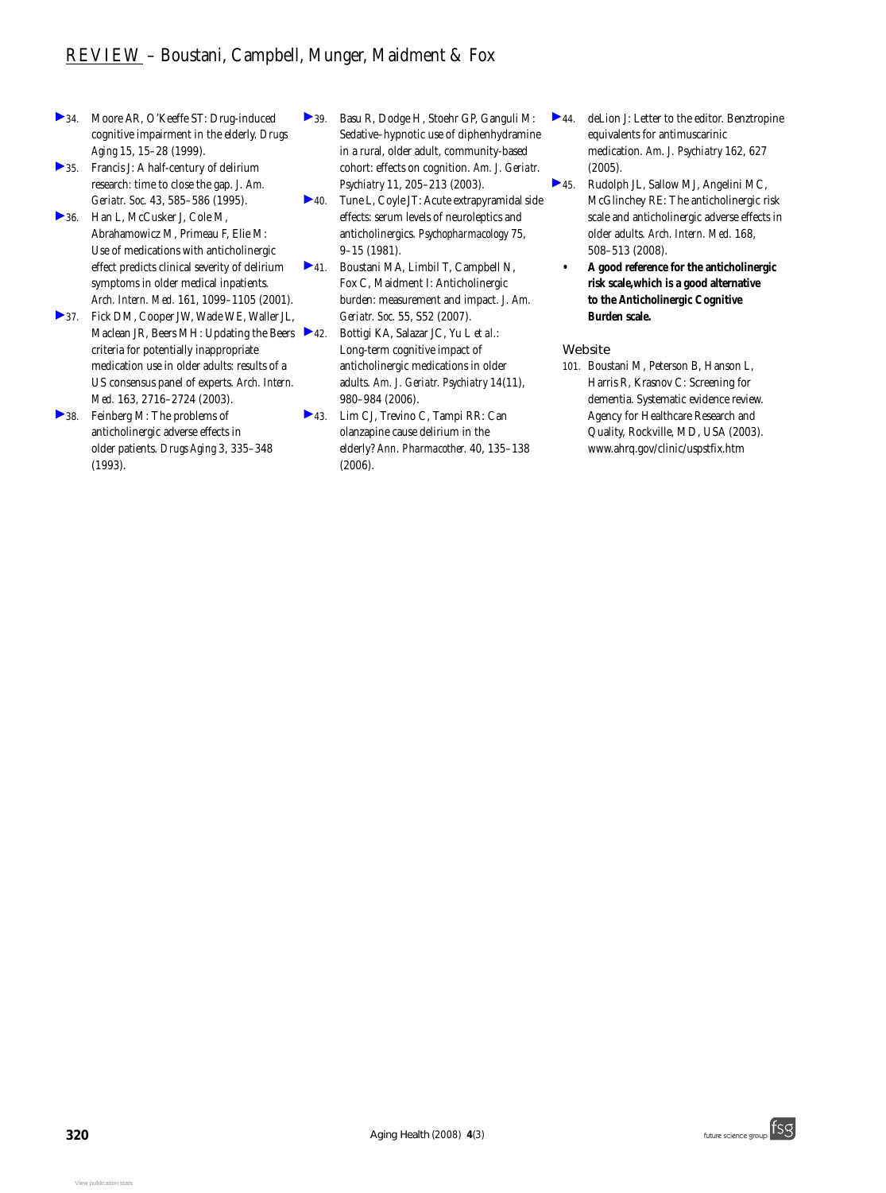34. Moore AR, O'Keeffe ST: Drug-induced cognitive impairment in the elderly. *Drugs Aging* 15, 15–28 (1999).
35. Francis J: A half-century of delirium research: time to close the gap. *J. Am. Geriatr. Soc.* 43, 585–586 (1995).
36. Han L, McCusker J, Cole M, Abrahamowicz M, Primeau F, Elie M: Use of medications with anticholinergic effect predicts clinical severity of delirium symptoms in older medical inpatients. *Arch. Intern. Med.* 161, 1099–1105 (2001).
37. Fick DM, Cooper JW, Wade WE, Waller JL, Maclean JR, Beers MH: Updating the Beers criteria for potentially inappropriate medication use in older adults: results of a US consensus panel of experts. *Arch. Intern. Med.* 163, 2716–2724 (2003).
38. Feinberg M: The problems of anticholinergic adverse effects in older patients. *Drugs Aging* 3, 335–348 (1993).
39. Basu R, Dodge H, Stoehr GP, Ganguli M: Sedative–hypnotic use of diphenhydramine in a rural, older adult, community-based cohort: effects on cognition. *Am. J. Geriatr. Psychiatry* 11, 205–213 (2003).
40. Tune L, Coyle JT: Acute extrapyramidal side effects: serum levels of neuroleptics and anticholinergics. *Psychopharmacology* 75, 9–15 (1981).
41. Boustani MA, Limbil T, Campbell N, Fox C, Maidment I: Anticholinergic burden: measurement and impact. *J. Am. Geriatr. Soc.* 55, S52 (2007).
42. Bottigi KA, Salazar JC, Yu L *et al.*: Long-term cognitive impact of anticholinergic medications in older adults. *Am. J. Geriatr. Psychiatry* 14(11), 980–984 (2006).
43. Lim CJ, Trevino C, Tampi RR: Can olanzapine cause delirium in the elderly? *Ann. Pharmacother.* 40, 135–138 (2006).
44. deLion J: Letter to the editor. Benztropine equivalents for antimuscarinic medication. *Am. J. Psychiatry* 162, 627 (2005).
45. Rudolph JL, Sallow MJ, Angelini MC, McGlinchey RE: The anticholinergic risk scale and anticholinergic adverse effects in older adults. *Arch. Intern. Med.* 168, 508–513 (2008).
   - **A good reference for the anticholinergic risk scale,which is a good alternative to the Anticholinergic Cognitive Burden scale.**

## Website

101. Boustani M, Peterson B, Hanson L, Harris R, Krasnov C: Screening for dementia. Systematic evidence review. Agency for Healthcare Research and Quality, Rockville, MD, USA (2003). www.ahrq.gov/clinic/uspstfix.htm